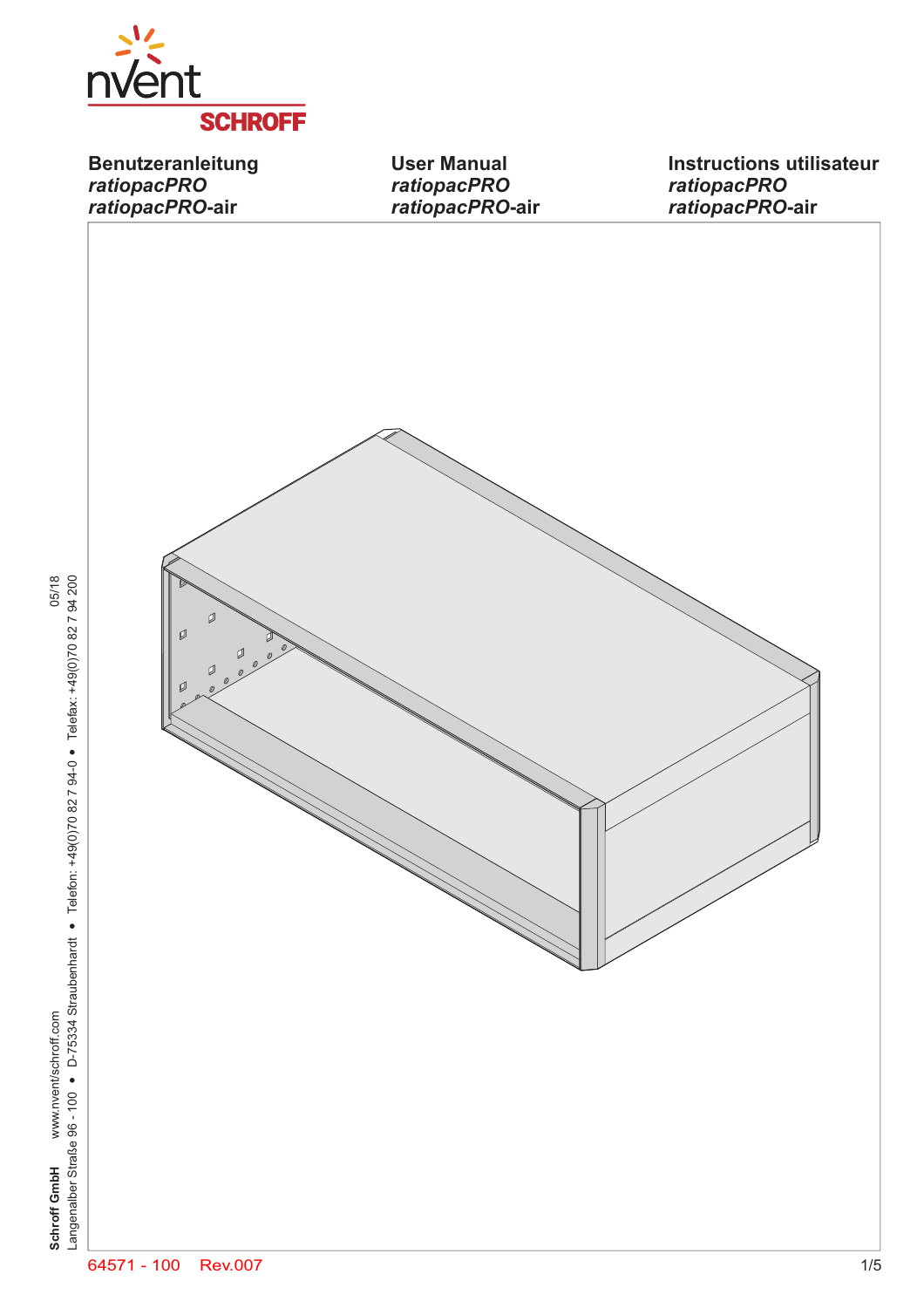nVent
SCHROFF

**Benutzeranleitung**
***ratiopacPRO***
***ratiopacPRO*-air**

**User Manual**
***ratiopacPRO***
***ratiopacPRO*-air**

**Instructions utilisateur**
***ratiopacPRO***
***ratiopacPRO*-air**

**Schroff GmbH** www.nvent/schroff.com 05/18
Langenalber Straße 96 - 100 • D-75334 Straubenhardt • Telefon: +49(0)70 82 7 94-0 • Telefax: +49(0)70 82 7 94 200

64571 - 100 Rev.007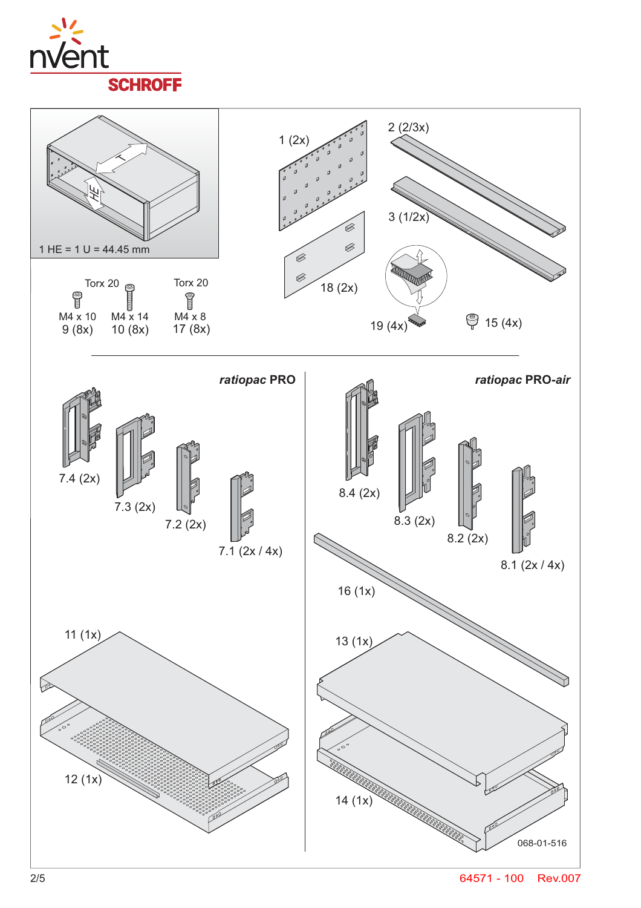nVent SCHROFF

1 HE = 1 U = 44.45 mm

1 (2x)

2 (2/3x)

3 (1/2x)

18 (2x)

19 (4x)

15 (4x)

Torx 20

M4 x 10
9 (8x)

M4 x 14
10 (8x)

Torx 20

M4 x 8
17 (8x)

## *ratiopac* PRO

7.4 (2x)

7.3 (2x)

7.2 (2x)

7.1 (2x / 4x)

11 (1x)

12 (1x)

## *ratiopac* PRO-*air*

8.4 (2x)

8.3 (2x)

8.2 (2x)

8.1 (2x / 4x)

16 (1x)

13 (1x)

14 (1x)

068-01-516

64571 - 100 Rev.007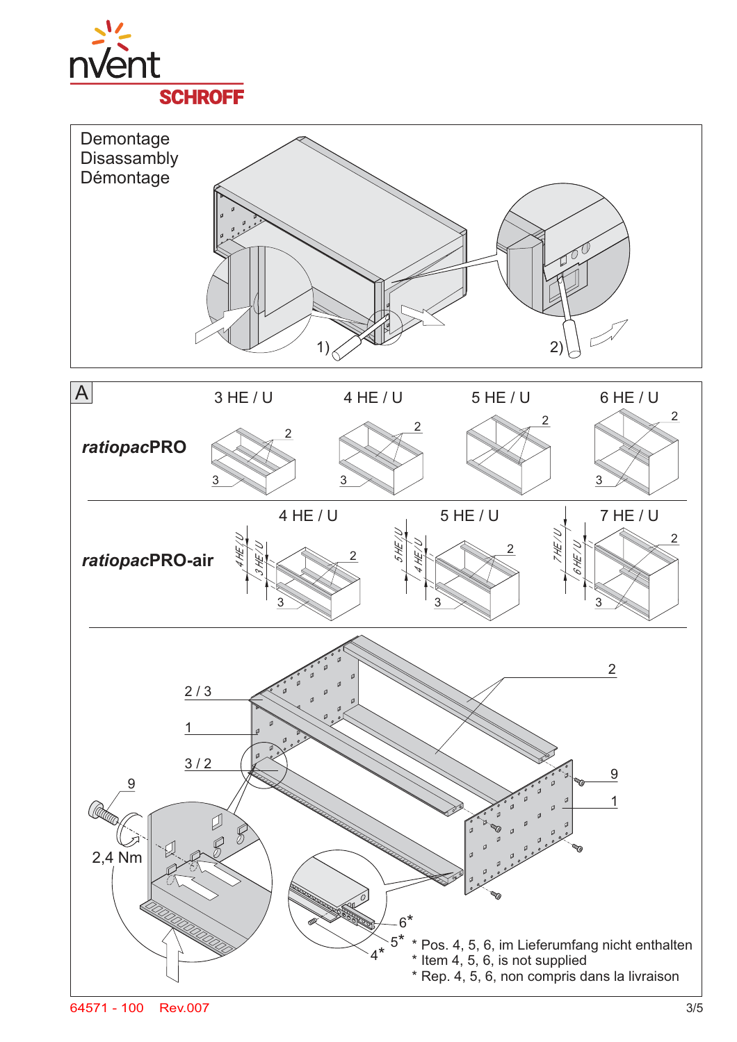Demontage
Disassambly
Démontage

1) 2)

A

***ratiopac*PRO**

3 HE / U — 4 HE / U — 5 HE / U — 6 HE / U

***ratiopac*PRO-air**

4 HE / U — 5 HE / U — 7 HE / U

2,4 Nm

* Pos. 4, 5, 6, im Lieferumfang nicht enthalten
* Item 4, 5, 6, is not supplied
* Rep. 4, 5, 6, non compris dans la livraison

64571 - 100 Rev.007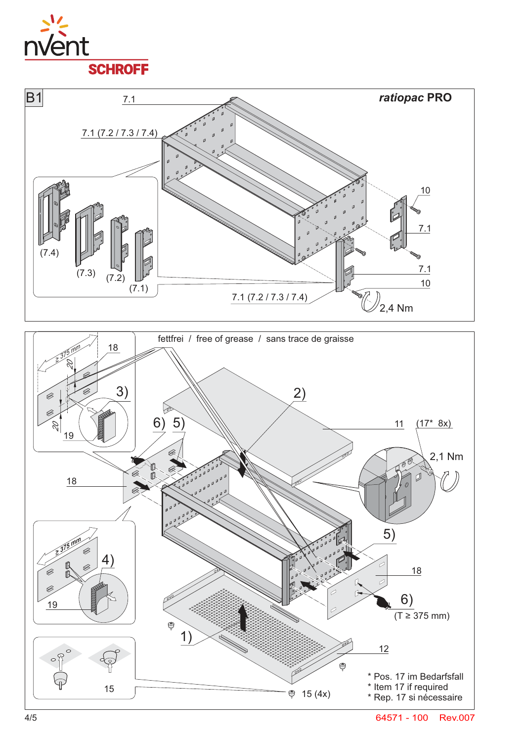B1

*ratiopac* **PRO**

7.1

7.1 (7.2 / 7.3 / 7.4)

(7.4) (7.3) (7.2) (7.1)

10

7.1

7.1

10

7.1 (7.2 / 7.3 / 7.4)

2,4 Nm

fettfrei / free of grease / sans trace de graisse

≥ 375 mm

18

20

3)

20

19

2)

6) 5)

11 (17* 8x)

2,1 Nm

18

≥ 375 mm

4)

19

5)

18

6)

(T ≥ 375 mm)

1)

12

15

15 (4x)

\* Pos. 17 im Bedarfsfall

\* Item 17 if required

\* Rep. 17 si nécessaire

64571 - 100 Rev.007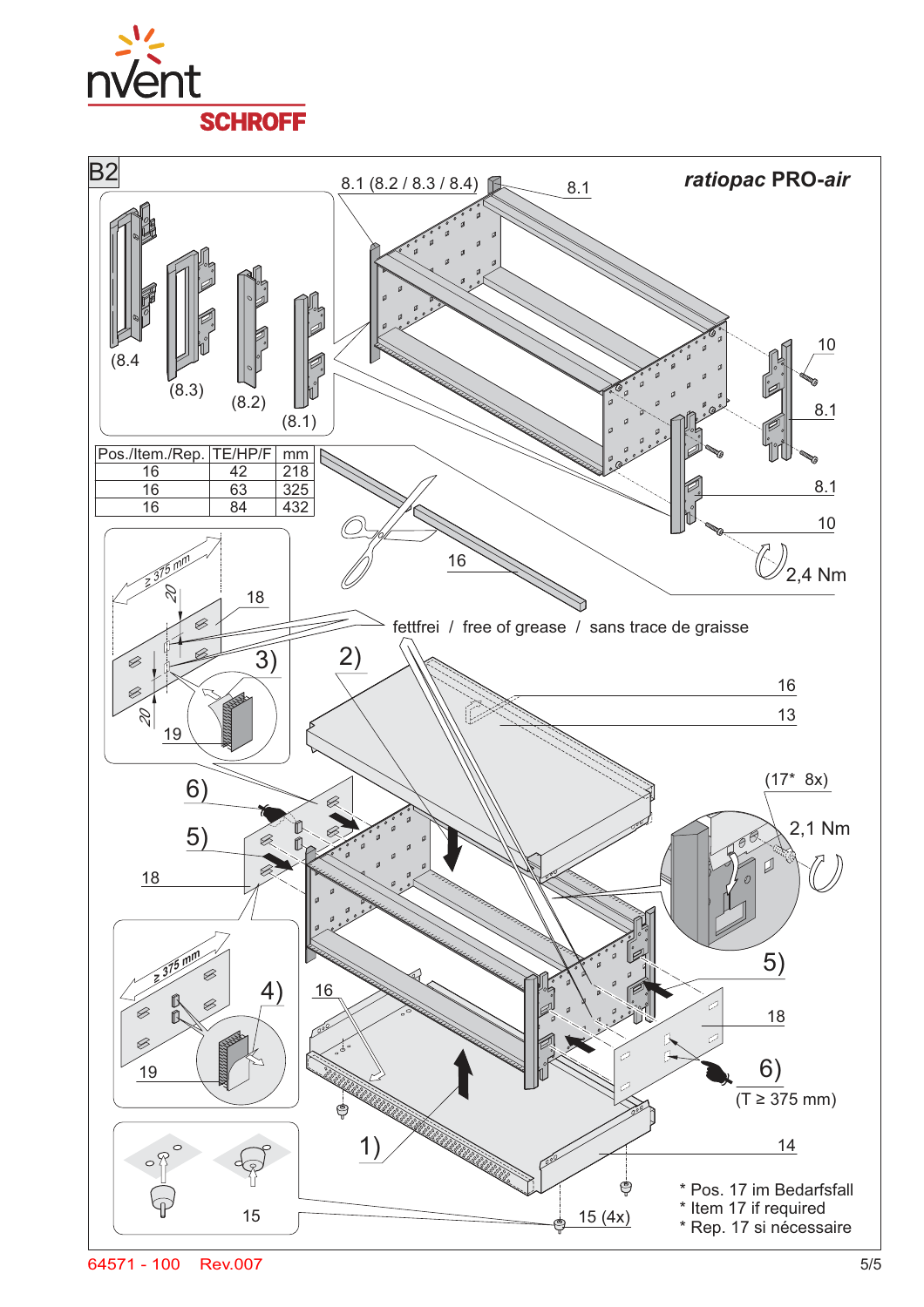B2

***ratiopac* PRO-*air***

8.1 (8.2 / 8.3 / 8.4)

8.1

(8.4

(8.3)

(8.2)

(8.1)

| Pos./Item./Rep. | TE/HP/F | mm |
|---|---|---|
| 16 | 42 | 218 |
| 16 | 63 | 325 |
| 16 | 84 | 432 |

10

8.1

8.1

10

2,4 Nm

16

≥ 375 mm

20

18

20

19

3)

2)

fettfrei / free of grease / sans trace de graisse

16

13

(17* 8x)

2,1 Nm

6)

5)

18

≥ 375 mm

4)

19

16

5)

18

6)

(T ≥ 375 mm)

1)

14

15

15 (4x)

* Pos. 17 im Bedarfsfall
* Item 17 if required
* Rep. 17 si nécessaire

64571 - 100 Rev.007